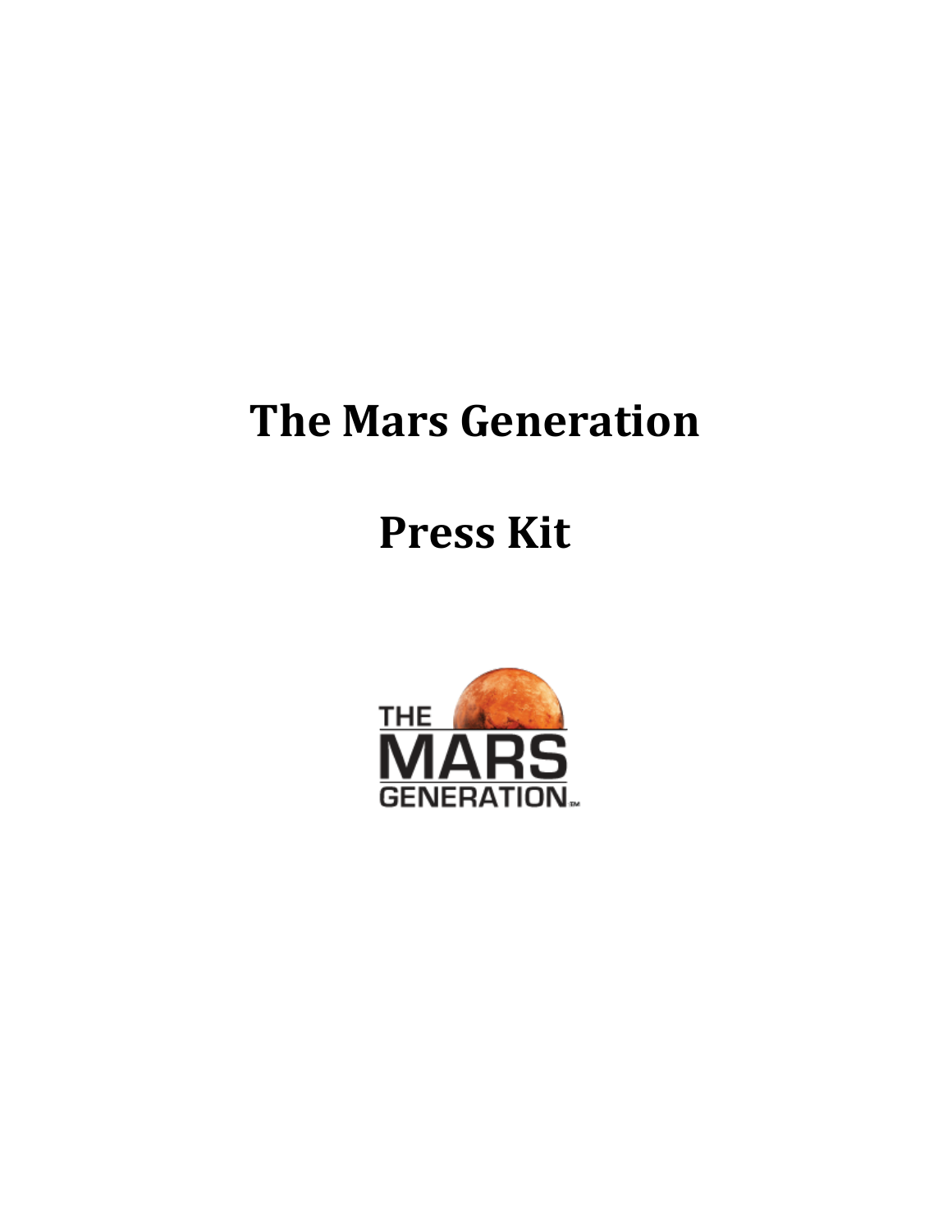# The Mars Generation

# Press Kit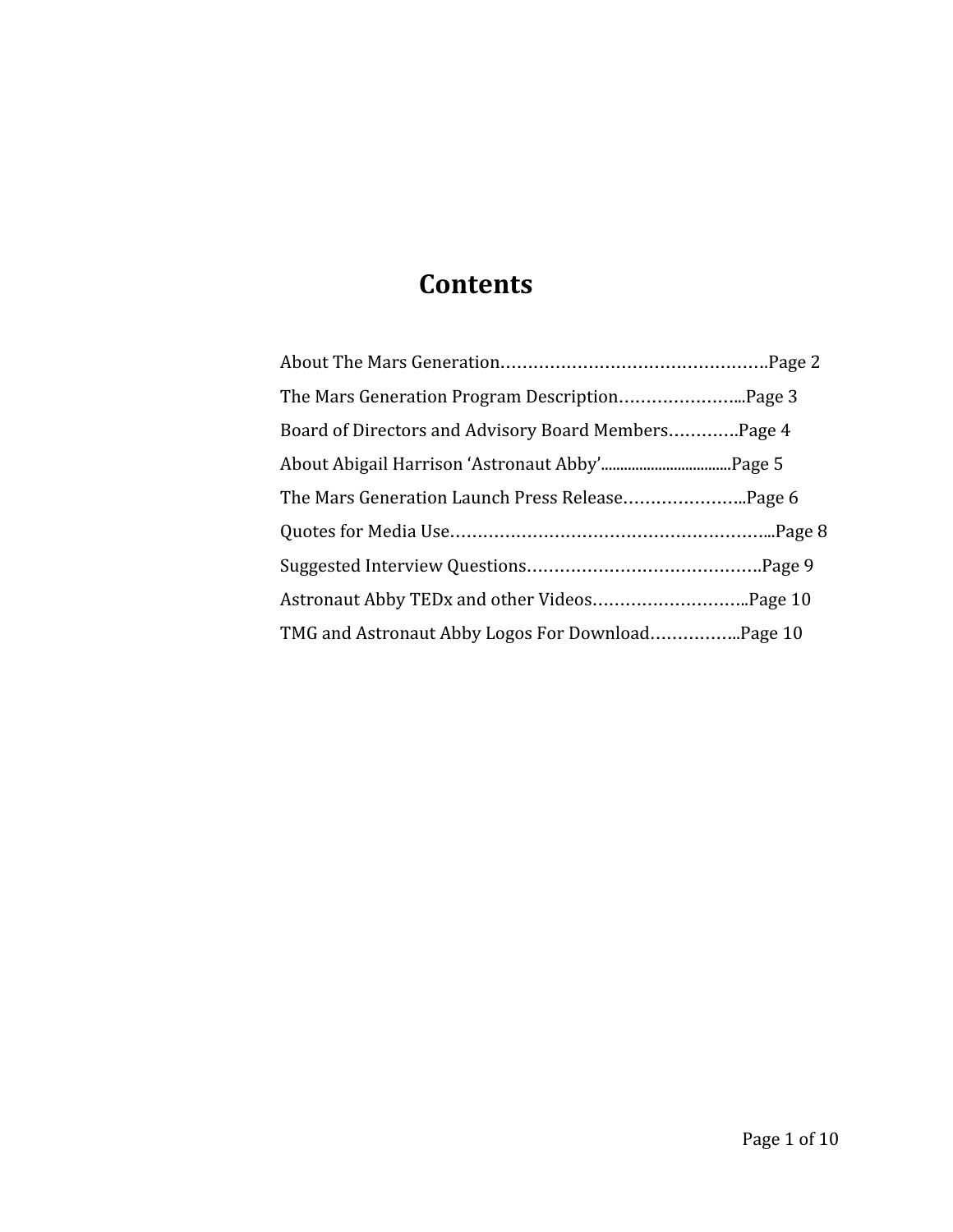# Contents

About The Mars Generation……………………………………………Page 2

The Mars Generation Program Description…………………...Page 3

Board of Directors and Advisory Board Members…………Page 4

About Abigail Harrison 'Astronaut Abby'................................Page 5

The Mars Generation Launch Press Release…………………..Page 6

Quotes for Media Use…………………………………………………...Page 8

Suggested Interview Questions…………………………………….Page 9

Astronaut Abby TEDx and other Videos………………………..Page 10

TMG and Astronaut Abby Logos For Download……………..Page 10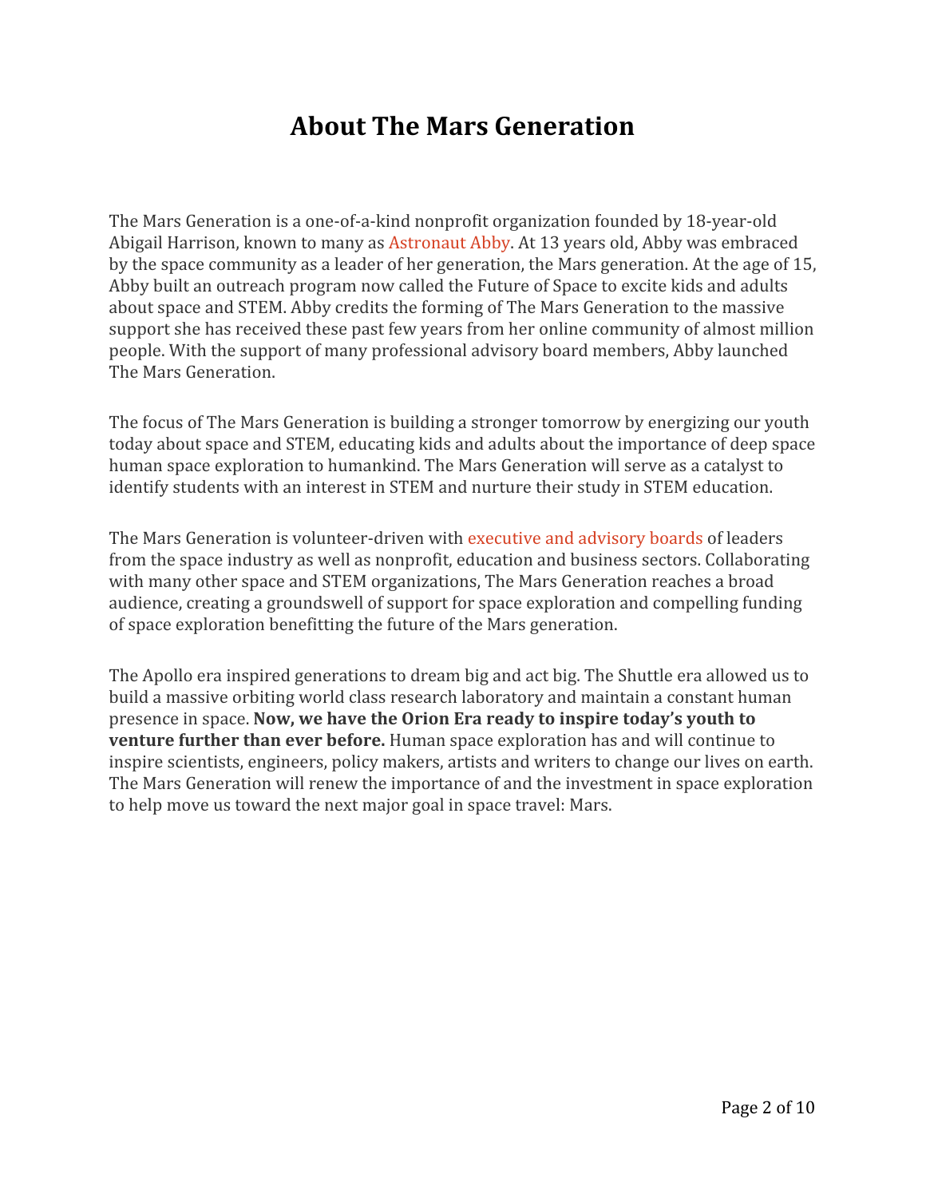# About The Mars Generation

The Mars Generation is a one-of-a-kind nonprofit organization founded by 18-year-old Abigail Harrison, known to many as Astronaut Abby. At 13 years old, Abby was embraced by the space community as a leader of her generation, the Mars generation. At the age of 15, Abby built an outreach program now called the Future of Space to excite kids and adults about space and STEM. Abby credits the forming of The Mars Generation to the massive support she has received these past few years from her online community of almost million people. With the support of many professional advisory board members, Abby launched The Mars Generation.

The focus of The Mars Generation is building a stronger tomorrow by energizing our youth today about space and STEM, educating kids and adults about the importance of deep space human space exploration to humankind. The Mars Generation will serve as a catalyst to identify students with an interest in STEM and nurture their study in STEM education.

The Mars Generation is volunteer-driven with executive and advisory boards of leaders from the space industry as well as nonprofit, education and business sectors. Collaborating with many other space and STEM organizations, The Mars Generation reaches a broad audience, creating a groundswell of support for space exploration and compelling funding of space exploration benefitting the future of the Mars generation.

The Apollo era inspired generations to dream big and act big. The Shuttle era allowed us to build a massive orbiting world class research laboratory and maintain a constant human presence in space. **Now, we have the Orion Era ready to inspire today's youth to venture further than ever before.** Human space exploration has and will continue to inspire scientists, engineers, policy makers, artists and writers to change our lives on earth. The Mars Generation will renew the importance of and the investment in space exploration to help move us toward the next major goal in space travel: Mars.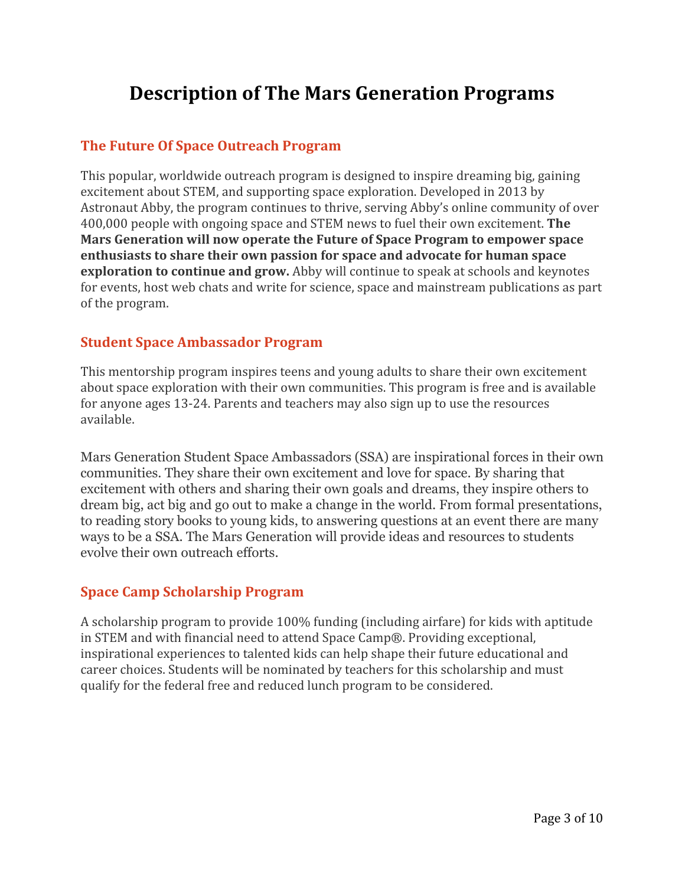# Description of The Mars Generation Programs

## The Future Of Space Outreach Program

This popular, worldwide outreach program is designed to inspire dreaming big, gaining excitement about STEM, and supporting space exploration. Developed in 2013 by Astronaut Abby, the program continues to thrive, serving Abby's online community of over 400,000 people with ongoing space and STEM news to fuel their own excitement. **The Mars Generation will now operate the Future of Space Program to empower space enthusiasts to share their own passion for space and advocate for human space exploration to continue and grow.** Abby will continue to speak at schools and keynotes for events, host web chats and write for science, space and mainstream publications as part of the program.

## Student Space Ambassador Program

This mentorship program inspires teens and young adults to share their own excitement about space exploration with their own communities. This program is free and is available for anyone ages 13-24. Parents and teachers may also sign up to use the resources available.

Mars Generation Student Space Ambassadors (SSA) are inspirational forces in their own communities. They share their own excitement and love for space. By sharing that excitement with others and sharing their own goals and dreams, they inspire others to dream big, act big and go out to make a change in the world. From formal presentations, to reading story books to young kids, to answering questions at an event there are many ways to be a SSA. The Mars Generation will provide ideas and resources to students evolve their own outreach efforts.

## Space Camp Scholarship Program

A scholarship program to provide 100% funding (including airfare) for kids with aptitude in STEM and with financial need to attend Space Camp®. Providing exceptional, inspirational experiences to talented kids can help shape their future educational and career choices. Students will be nominated by teachers for this scholarship and must qualify for the federal free and reduced lunch program to be considered.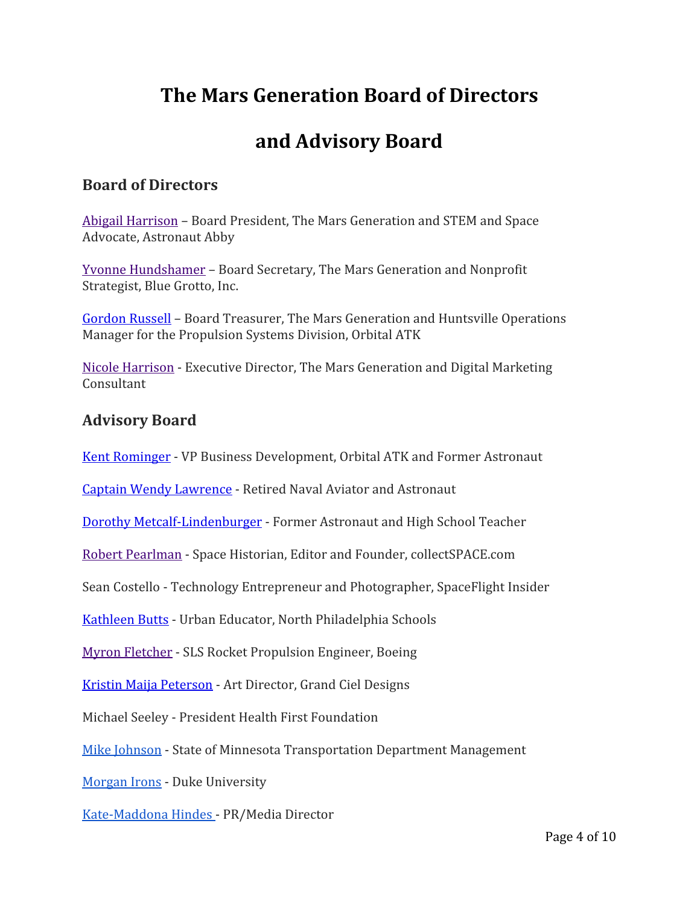# The Mars Generation Board of Directors and Advisory Board

## Board of Directors

Abigail Harrison – Board President, The Mars Generation and STEM and Space Advocate, Astronaut Abby

Yvonne Hundshamer – Board Secretary, The Mars Generation and Nonprofit Strategist, Blue Grotto, Inc.

Gordon Russell – Board Treasurer, The Mars Generation and Huntsville Operations Manager for the Propulsion Systems Division, Orbital ATK

Nicole Harrison - Executive Director, The Mars Generation and Digital Marketing Consultant

## Advisory Board

Kent Rominger - VP Business Development, Orbital ATK and Former Astronaut

Captain Wendy Lawrence - Retired Naval Aviator and Astronaut

Dorothy Metcalf-Lindenburger - Former Astronaut and High School Teacher

Robert Pearlman - Space Historian, Editor and Founder, collectSPACE.com

Sean Costello - Technology Entrepreneur and Photographer, SpaceFlight Insider

Kathleen Butts - Urban Educator, North Philadelphia Schools

Myron Fletcher - SLS Rocket Propulsion Engineer, Boeing

Kristin Maija Peterson - Art Director, Grand Ciel Designs

Michael Seeley - President Health First Foundation

Mike Johnson - State of Minnesota Transportation Department Management

Morgan Irons - Duke University

Kate-Maddona Hindes - PR/Media Director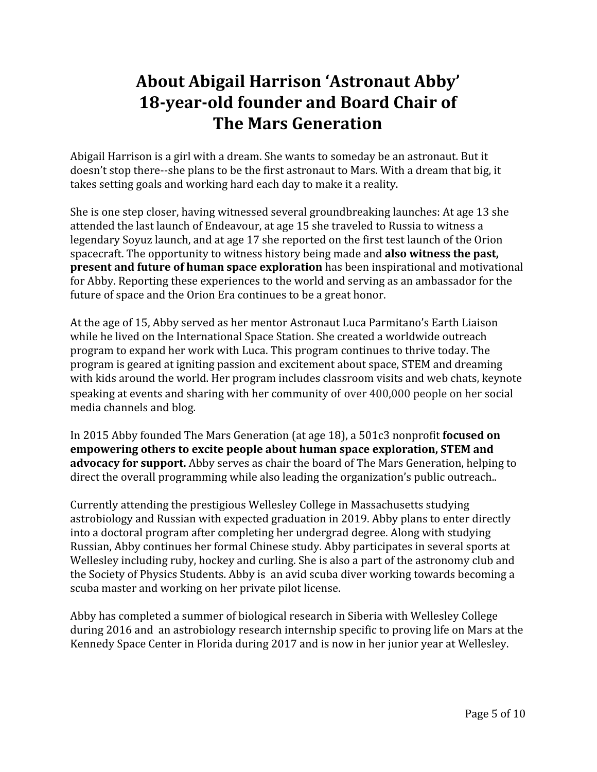# About Abigail Harrison 'Astronaut Abby' 18-year-old founder and Board Chair of The Mars Generation

Abigail Harrison is a girl with a dream. She wants to someday be an astronaut. But it doesn't stop there--she plans to be the first astronaut to Mars. With a dream that big, it takes setting goals and working hard each day to make it a reality.

She is one step closer, having witnessed several groundbreaking launches: At age 13 she attended the last launch of Endeavour, at age 15 she traveled to Russia to witness a legendary Soyuz launch, and at age 17 she reported on the first test launch of the Orion spacecraft. The opportunity to witness history being made and **also witness the past, present and future of human space exploration** has been inspirational and motivational for Abby. Reporting these experiences to the world and serving as an ambassador for the future of space and the Orion Era continues to be a great honor.

At the age of 15, Abby served as her mentor Astronaut Luca Parmitano's Earth Liaison while he lived on the International Space Station. She created a worldwide outreach program to expand her work with Luca. This program continues to thrive today. The program is geared at igniting passion and excitement about space, STEM and dreaming with kids around the world. Her program includes classroom visits and web chats, keynote speaking at events and sharing with her community of over 400,000 people on her social media channels and blog.

In 2015 Abby founded The Mars Generation (at age 18), a 501c3 nonprofit **focused on empowering others to excite people about human space exploration, STEM and advocacy for support.** Abby serves as chair the board of The Mars Generation, helping to direct the overall programming while also leading the organization's public outreach..

Currently attending the prestigious Wellesley College in Massachusetts studying astrobiology and Russian with expected graduation in 2019. Abby plans to enter directly into a doctoral program after completing her undergrad degree. Along with studying Russian, Abby continues her formal Chinese study. Abby participates in several sports at Wellesley including ruby, hockey and curling. She is also a part of the astronomy club and the Society of Physics Students. Abby is an avid scuba diver working towards becoming a scuba master and working on her private pilot license.

Abby has completed a summer of biological research in Siberia with Wellesley College during 2016 and an astrobiology research internship specific to proving life on Mars at the Kennedy Space Center in Florida during 2017 and is now in her junior year at Wellesley.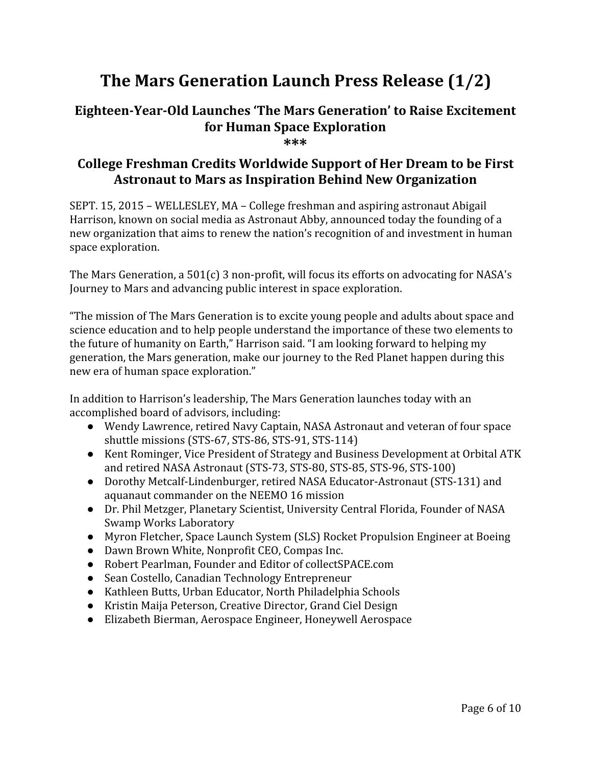# The Mars Generation Launch Press Release (1/2)

## Eighteen-Year-Old Launches 'The Mars Generation' to Raise Excitement for Human Space Exploration

***

## College Freshman Credits Worldwide Support of Her Dream to be First Astronaut to Mars as Inspiration Behind New Organization

SEPT. 15, 2015 – WELLESLEY, MA – College freshman and aspiring astronaut Abigail Harrison, known on social media as Astronaut Abby, announced today the founding of a new organization that aims to renew the nation's recognition of and investment in human space exploration.

The Mars Generation, a 501(c) 3 non-profit, will focus its efforts on advocating for NASA's Journey to Mars and advancing public interest in space exploration.

"The mission of The Mars Generation is to excite young people and adults about space and science education and to help people understand the importance of these two elements to the future of humanity on Earth," Harrison said. "I am looking forward to helping my generation, the Mars generation, make our journey to the Red Planet happen during this new era of human space exploration."

In addition to Harrison's leadership, The Mars Generation launches today with an accomplished board of advisors, including:

- Wendy Lawrence, retired Navy Captain, NASA Astronaut and veteran of four space shuttle missions (STS-67, STS-86, STS-91, STS-114)
- Kent Rominger, Vice President of Strategy and Business Development at Orbital ATK and retired NASA Astronaut (STS-73, STS-80, STS-85, STS-96, STS-100)
- Dorothy Metcalf-Lindenburger, retired NASA Educator-Astronaut (STS-131) and aquanaut commander on the NEEMO 16 mission
- Dr. Phil Metzger, Planetary Scientist, University Central Florida, Founder of NASA Swamp Works Laboratory
- Myron Fletcher, Space Launch System (SLS) Rocket Propulsion Engineer at Boeing
- Dawn Brown White, Nonprofit CEO, Compas Inc.
- Robert Pearlman, Founder and Editor of collectSPACE.com
- Sean Costello, Canadian Technology Entrepreneur
- Kathleen Butts, Urban Educator, North Philadelphia Schools
- Kristin Maija Peterson, Creative Director, Grand Ciel Design
- Elizabeth Bierman, Aerospace Engineer, Honeywell Aerospace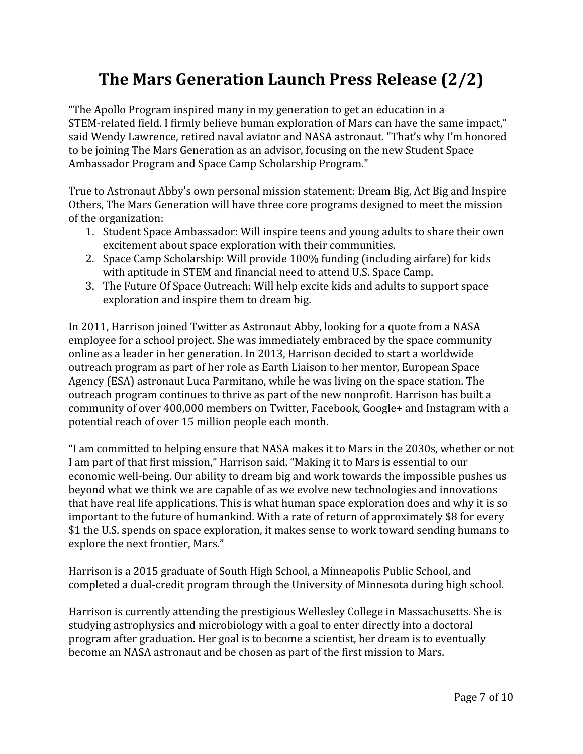# The Mars Generation Launch Press Release (2/2)

"The Apollo Program inspired many in my generation to get an education in a STEM-related field. I firmly believe human exploration of Mars can have the same impact," said Wendy Lawrence, retired naval aviator and NASA astronaut. "That's why I'm honored to be joining The Mars Generation as an advisor, focusing on the new Student Space Ambassador Program and Space Camp Scholarship Program."

True to Astronaut Abby's own personal mission statement: Dream Big, Act Big and Inspire Others, The Mars Generation will have three core programs designed to meet the mission of the organization:

1. Student Space Ambassador: Will inspire teens and young adults to share their own excitement about space exploration with their communities.
2. Space Camp Scholarship: Will provide 100% funding (including airfare) for kids with aptitude in STEM and financial need to attend U.S. Space Camp.
3. The Future Of Space Outreach: Will help excite kids and adults to support space exploration and inspire them to dream big.

In 2011, Harrison joined Twitter as Astronaut Abby, looking for a quote from a NASA employee for a school project. She was immediately embraced by the space community online as a leader in her generation. In 2013, Harrison decided to start a worldwide outreach program as part of her role as Earth Liaison to her mentor, European Space Agency (ESA) astronaut Luca Parmitano, while he was living on the space station. The outreach program continues to thrive as part of the new nonprofit. Harrison has built a community of over 400,000 members on Twitter, Facebook, Google+ and Instagram with a potential reach of over 15 million people each month.

"I am committed to helping ensure that NASA makes it to Mars in the 2030s, whether or not I am part of that first mission," Harrison said. "Making it to Mars is essential to our economic well-being. Our ability to dream big and work towards the impossible pushes us beyond what we think we are capable of as we evolve new technologies and innovations that have real life applications. This is what human space exploration does and why it is so important to the future of humankind. With a rate of return of approximately $8 for every $1 the U.S. spends on space exploration, it makes sense to work toward sending humans to explore the next frontier, Mars."

Harrison is a 2015 graduate of South High School, a Minneapolis Public School, and completed a dual-credit program through the University of Minnesota during high school.

Harrison is currently attending the prestigious Wellesley College in Massachusetts. She is studying astrophysics and microbiology with a goal to enter directly into a doctoral program after graduation. Her goal is to become a scientist, her dream is to eventually become an NASA astronaut and be chosen as part of the first mission to Mars.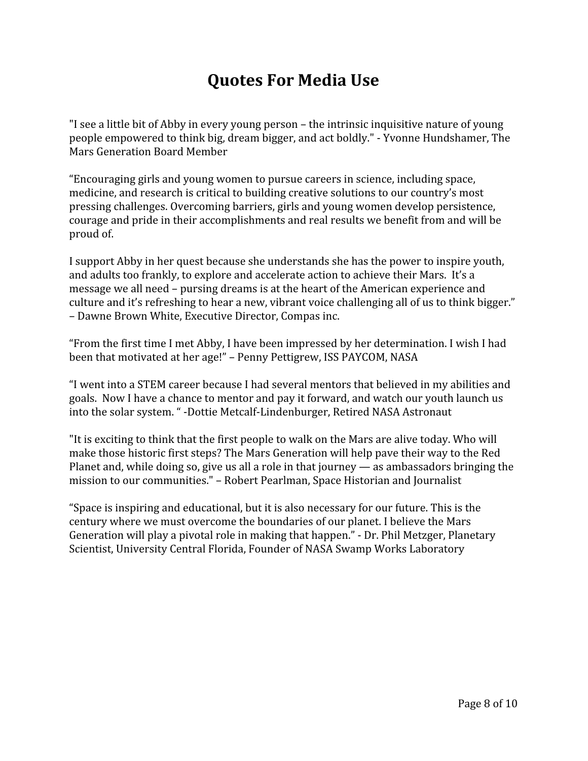# Quotes For Media Use

"I see a little bit of Abby in every young person – the intrinsic inquisitive nature of young people empowered to think big, dream bigger, and act boldly." - Yvonne Hundshamer, The Mars Generation Board Member

"Encouraging girls and young women to pursue careers in science, including space, medicine, and research is critical to building creative solutions to our country's most pressing challenges. Overcoming barriers, girls and young women develop persistence, courage and pride in their accomplishments and real results we benefit from and will be proud of.

I support Abby in her quest because she understands she has the power to inspire youth, and adults too frankly, to explore and accelerate action to achieve their Mars. It's a message we all need – pursing dreams is at the heart of the American experience and culture and it's refreshing to hear a new, vibrant voice challenging all of us to think bigger." – Dawne Brown White, Executive Director, Compas inc.

"From the first time I met Abby, I have been impressed by her determination. I wish I had been that motivated at her age!" – Penny Pettigrew, ISS PAYCOM, NASA

"I went into a STEM career because I had several mentors that believed in my abilities and goals. Now I have a chance to mentor and pay it forward, and watch our youth launch us into the solar system. " -Dottie Metcalf-Lindenburger, Retired NASA Astronaut

"It is exciting to think that the first people to walk on the Mars are alive today. Who will make those historic first steps? The Mars Generation will help pave their way to the Red Planet and, while doing so, give us all a role in that journey — as ambassadors bringing the mission to our communities." – Robert Pearlman, Space Historian and Journalist

"Space is inspiring and educational, but it is also necessary for our future. This is the century where we must overcome the boundaries of our planet. I believe the Mars Generation will play a pivotal role in making that happen." - Dr. Phil Metzger, Planetary Scientist, University Central Florida, Founder of NASA Swamp Works Laboratory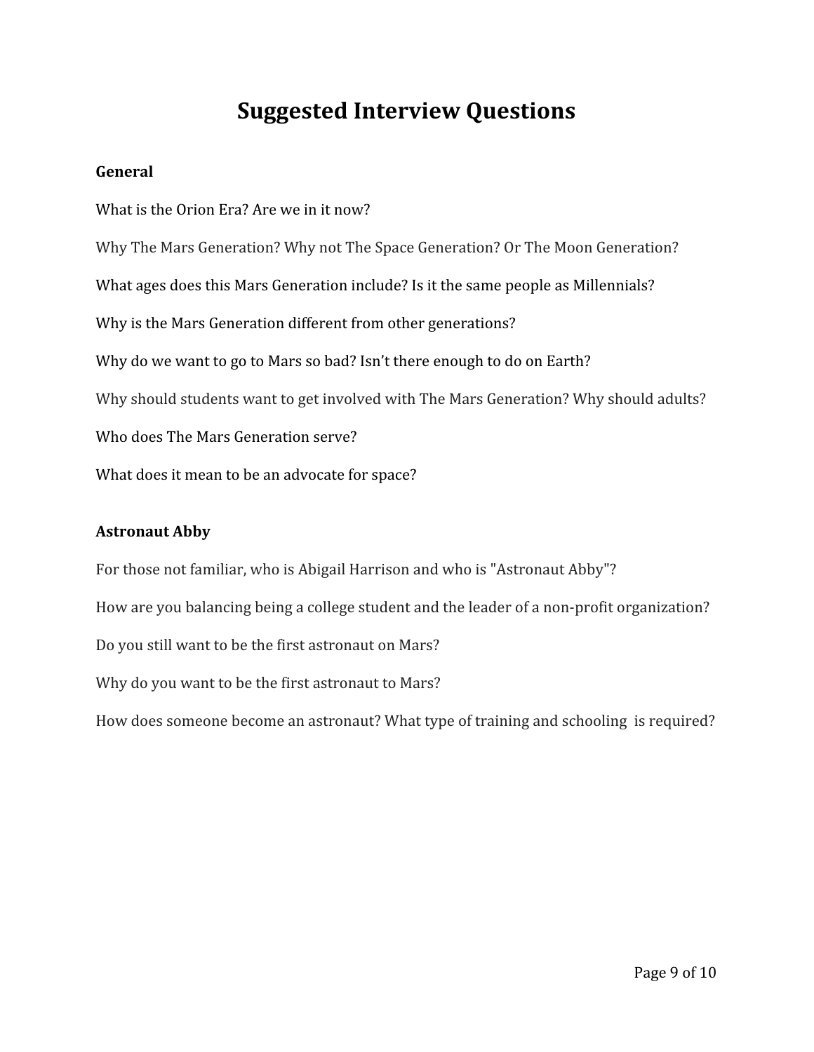# Suggested Interview Questions

**General**

What is the Orion Era? Are we in it now?

Why The Mars Generation? Why not The Space Generation? Or The Moon Generation?

What ages does this Mars Generation include? Is it the same people as Millennials?

Why is the Mars Generation different from other generations?

Why do we want to go to Mars so bad? Isn't there enough to do on Earth?

Why should students want to get involved with The Mars Generation? Why should adults?

Who does The Mars Generation serve?

What does it mean to be an advocate for space?

**Astronaut Abby**

For those not familiar, who is Abigail Harrison and who is "Astronaut Abby"?

How are you balancing being a college student and the leader of a non-profit organization?

Do you still want to be the first astronaut on Mars?

Why do you want to be the first astronaut to Mars?

How does someone become an astronaut? What type of training and schooling is required?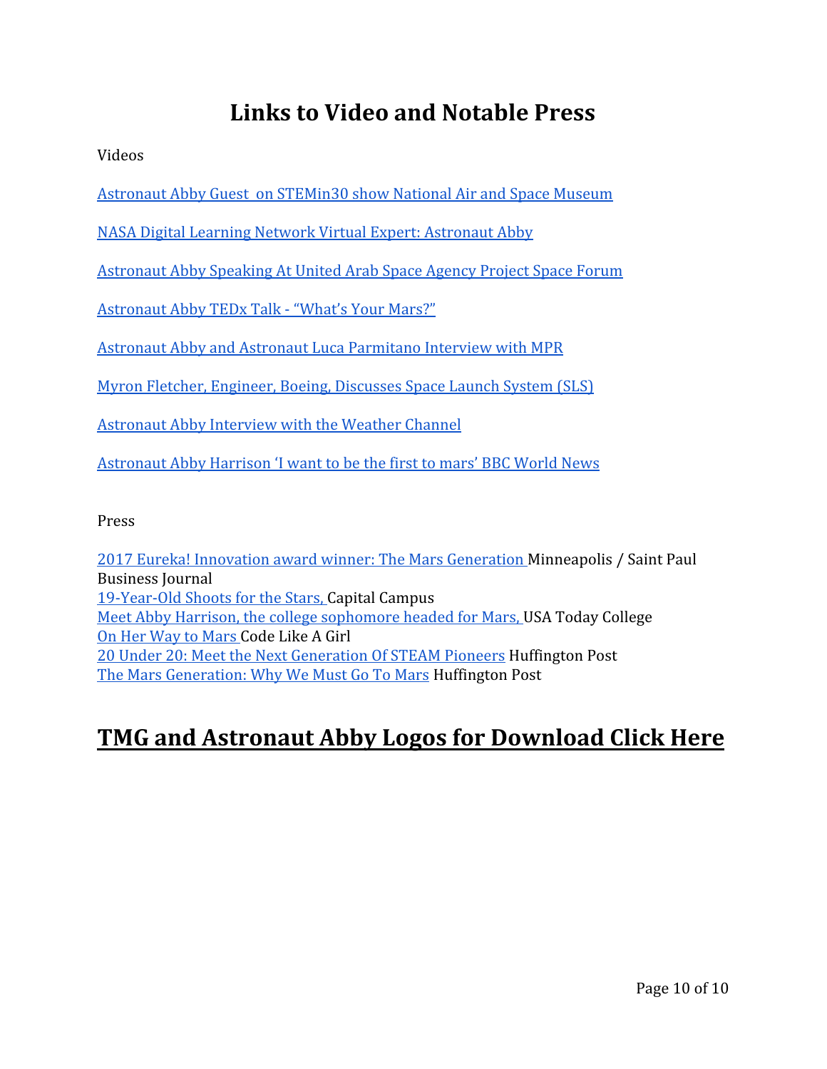# Links to Video and Notable Press

Videos

Astronaut Abby Guest  on STEMin30 show National Air and Space Museum

NASA Digital Learning Network Virtual Expert: Astronaut Abby

Astronaut Abby Speaking At United Arab Space Agency Project Space Forum

Astronaut Abby TEDx Talk - "What's Your Mars?"

Astronaut Abby and Astronaut Luca Parmitano Interview with MPR

Myron Fletcher, Engineer, Boeing, Discusses Space Launch System (SLS)

Astronaut Abby Interview with the Weather Channel

Astronaut Abby Harrison 'I want to be the first to mars' BBC World News

Press

2017 Eureka! Innovation award winner: The Mars Generation Minneapolis / Saint Paul Business Journal
19-Year-Old Shoots for the Stars, Capital Campus
Meet Abby Harrison, the college sophomore headed for Mars, USA Today College
On Her Way to Mars Code Like A Girl
20 Under 20: Meet the Next Generation Of STEAM Pioneers Huffington Post
The Mars Generation: Why We Must Go To Mars Huffington Post

## **TMG and Astronaut Abby Logos for Download Click Here**